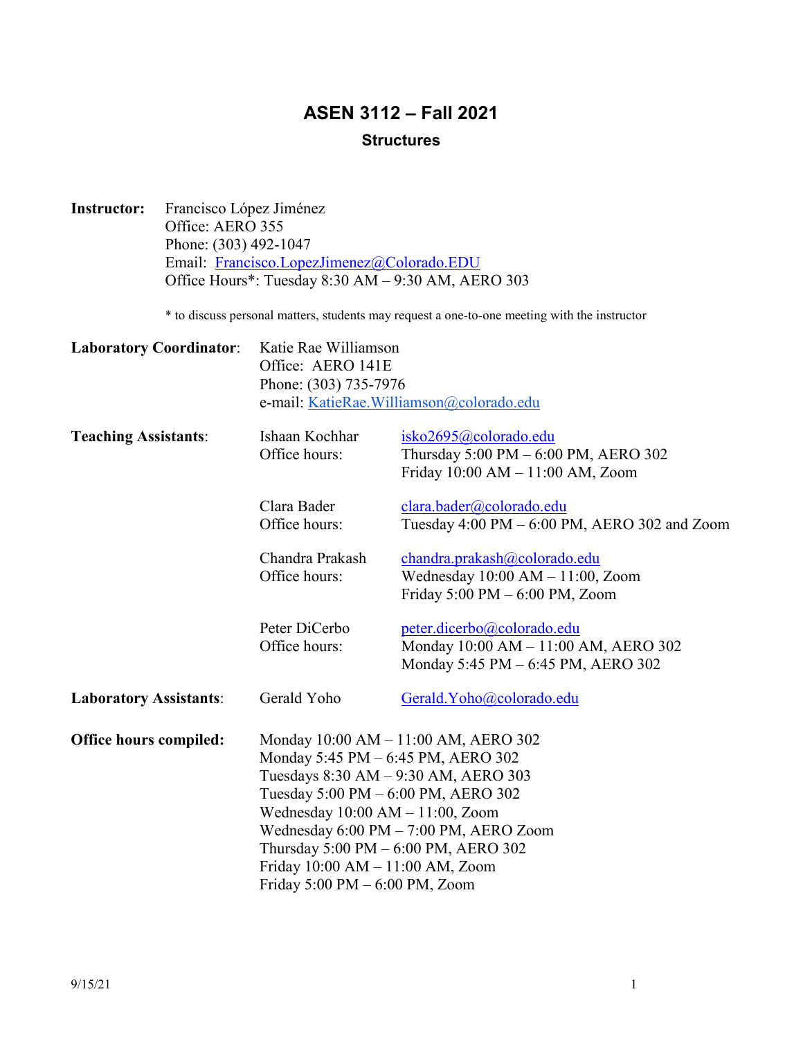# ASEN 3112 – Fall 2021

## Structures

**Instructor:** Francisco López Jiménez
Office: AERO 355
Phone: (303) 492-1047
Email: Francisco.LopezJimenez@Colorado.EDU
Office Hours*: Tuesday 8:30 AM – 9:30 AM, AERO 303

\* to discuss personal matters, students may request a one-to-one meeting with the instructor

**Laboratory Coordinator**: Katie Rae Williamson
Office: AERO 141E
Phone: (303) 735-7976
e-mail: KatieRae.Williamson@colorado.edu

**Teaching Assistants**:

Ishaan Kochhar — isko2695@colorado.edu
Office hours: Thursday 5:00 PM – 6:00 PM, AERO 302
Friday 10:00 AM – 11:00 AM, Zoom

Clara Bader — clara.bader@colorado.edu
Office hours: Tuesday 4:00 PM – 6:00 PM, AERO 302 and Zoom

Chandra Prakash — chandra.prakash@colorado.edu
Office hours: Wednesday 10:00 AM – 11:00, Zoom
Friday 5:00 PM – 6:00 PM, Zoom

Peter DiCerbo — peter.dicerbo@colorado.edu
Office hours: Monday 10:00 AM – 11:00 AM, AERO 302
Monday 5:45 PM – 6:45 PM, AERO 302

**Laboratory Assistants**: Gerald Yoho — Gerald.Yoho@colorado.edu

**Office hours compiled:**
Monday 10:00 AM – 11:00 AM, AERO 302
Monday 5:45 PM – 6:45 PM, AERO 302
Tuesdays 8:30 AM – 9:30 AM, AERO 303
Tuesday 5:00 PM – 6:00 PM, AERO 302
Wednesday 10:00 AM – 11:00, Zoom
Wednesday 6:00 PM – 7:00 PM, AERO Zoom
Thursday 5:00 PM – 6:00 PM, AERO 302
Friday 10:00 AM – 11:00 AM, Zoom
Friday 5:00 PM – 6:00 PM, Zoom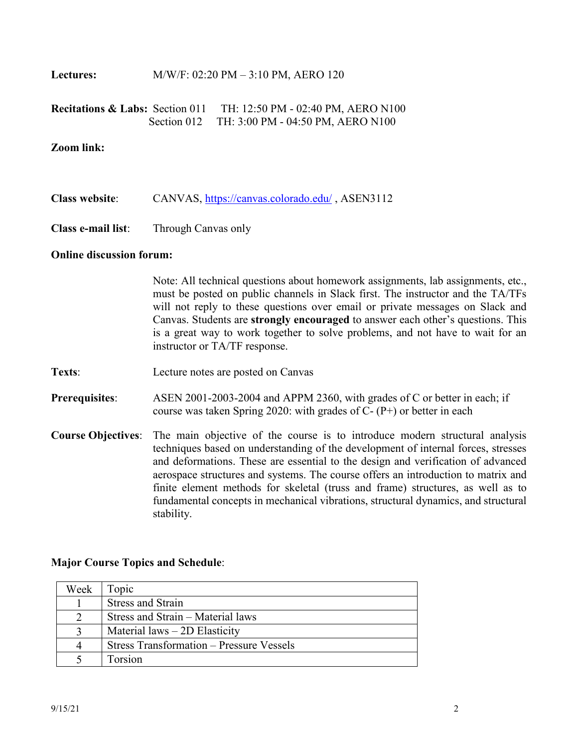**Lectures:** M/W/F: 02:20 PM – 3:10 PM, AERO 120

**Recitations & Labs:** Section 011 TH: 12:50 PM - 02:40 PM, AERO N100
Section 012 TH: 3:00 PM - 04:50 PM, AERO N100

**Zoom link:**

**Class website**: CANVAS, https://canvas.colorado.edu/ , ASEN3112

**Class e-mail list**: Through Canvas only

**Online discussion forum:**

Note: All technical questions about homework assignments, lab assignments, etc., must be posted on public channels in Slack first. The instructor and the TA/TFs will not reply to these questions over email or private messages on Slack and Canvas. Students are **strongly encouraged** to answer each other's questions. This is a great way to work together to solve problems, and not have to wait for an instructor or TA/TF response.

**Texts**: Lecture notes are posted on Canvas

**Prerequisites**: ASEN 2001-2003-2004 and APPM 2360, with grades of C or better in each; if course was taken Spring 2020: with grades of C- (P+) or better in each

**Course Objectives**: The main objective of the course is to introduce modern structural analysis techniques based on understanding of the development of internal forces, stresses and deformations. These are essential to the design and verification of advanced aerospace structures and systems. The course offers an introduction to matrix and finite element methods for skeletal (truss and frame) structures, as well as to fundamental concepts in mechanical vibrations, structural dynamics, and structural stability.

**Major Course Topics and Schedule**:

| Week | Topic |
|---|---|
| 1 | Stress and Strain |
| 2 | Stress and Strain – Material laws |
| 3 | Material laws – 2D Elasticity |
| 4 | Stress Transformation – Pressure Vessels |
| 5 | Torsion |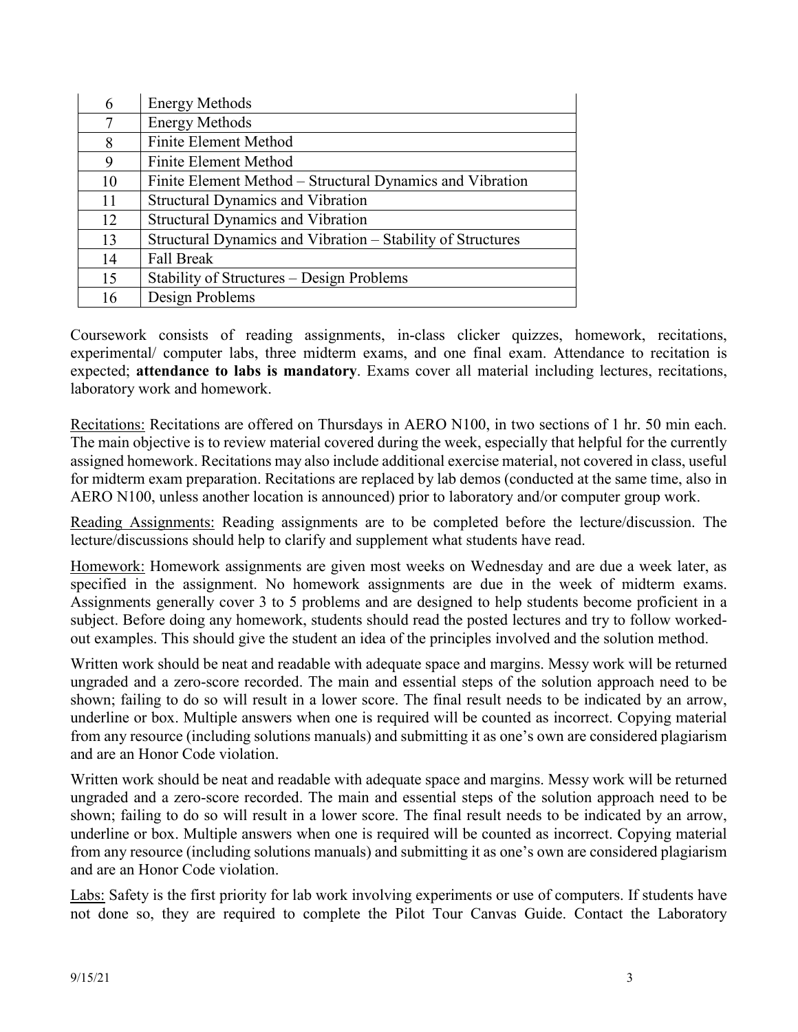| | |
|---|---|
| 6 | Energy Methods |
| 7 | Energy Methods |
| 8 | Finite Element Method |
| 9 | Finite Element Method |
| 10 | Finite Element Method – Structural Dynamics and Vibration |
| 11 | Structural Dynamics and Vibration |
| 12 | Structural Dynamics and Vibration |
| 13 | Structural Dynamics and Vibration – Stability of Structures |
| 14 | Fall Break |
| 15 | Stability of Structures – Design Problems |
| 16 | Design Problems |

Coursework consists of reading assignments, in-class clicker quizzes, homework, recitations, experimental/ computer labs, three midterm exams, and one final exam. Attendance to recitation is expected; **attendance to labs is mandatory**. Exams cover all material including lectures, recitations, laboratory work and homework.

<u>Recitations:</u> Recitations are offered on Thursdays in AERO N100, in two sections of 1 hr. 50 min each. The main objective is to review material covered during the week, especially that helpful for the currently assigned homework. Recitations may also include additional exercise material, not covered in class, useful for midterm exam preparation. Recitations are replaced by lab demos (conducted at the same time, also in AERO N100, unless another location is announced) prior to laboratory and/or computer group work.

<u>Reading Assignments:</u> Reading assignments are to be completed before the lecture/discussion. The lecture/discussions should help to clarify and supplement what students have read.

<u>Homework:</u> Homework assignments are given most weeks on Wednesday and are due a week later, as specified in the assignment. No homework assignments are due in the week of midterm exams. Assignments generally cover 3 to 5 problems and are designed to help students become proficient in a subject. Before doing any homework, students should read the posted lectures and try to follow worked-out examples. This should give the student an idea of the principles involved and the solution method.

Written work should be neat and readable with adequate space and margins. Messy work will be returned ungraded and a zero-score recorded. The main and essential steps of the solution approach need to be shown; failing to do so will result in a lower score. The final result needs to be indicated by an arrow, underline or box. Multiple answers when one is required will be counted as incorrect. Copying material from any resource (including solutions manuals) and submitting it as one's own are considered plagiarism and are an Honor Code violation.

Written work should be neat and readable with adequate space and margins. Messy work will be returned ungraded and a zero-score recorded. The main and essential steps of the solution approach need to be shown; failing to do so will result in a lower score. The final result needs to be indicated by an arrow, underline or box. Multiple answers when one is required will be counted as incorrect. Copying material from any resource (including solutions manuals) and submitting it as one's own are considered plagiarism and are an Honor Code violation.

<u>Labs:</u> Safety is the first priority for lab work involving experiments or use of computers. If students have not done so, they are required to complete the Pilot Tour Canvas Guide. Contact the Laboratory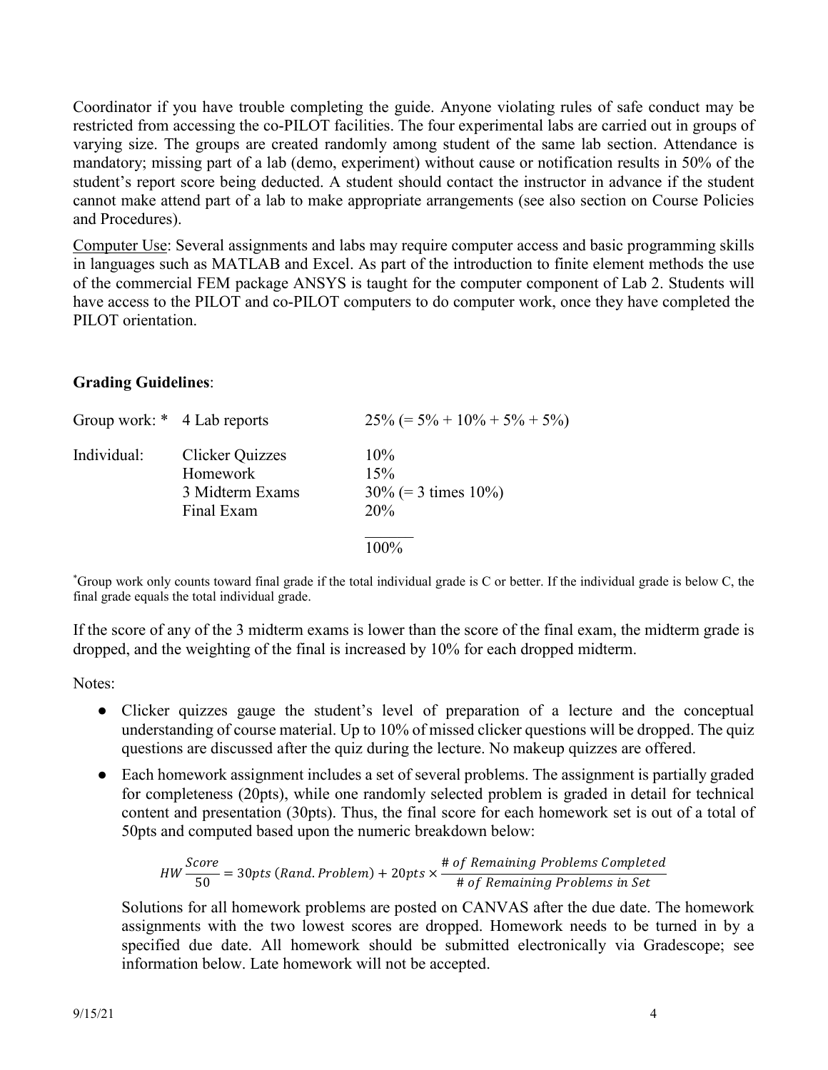Coordinator if you have trouble completing the guide. Anyone violating rules of safe conduct may be restricted from accessing the co-PILOT facilities. The four experimental labs are carried out in groups of varying size. The groups are created randomly among student of the same lab section. Attendance is mandatory; missing part of a lab (demo, experiment) without cause or notification results in 50% of the student's report score being deducted. A student should contact the instructor in advance if the student cannot make attend part of a lab to make appropriate arrangements (see also section on Course Policies and Procedures).

Computer Use: Several assignments and labs may require computer access and basic programming skills in languages such as MATLAB and Excel. As part of the introduction to finite element methods the use of the commercial FEM package ANSYS is taught for the computer component of Lab 2. Students will have access to the PILOT and co-PILOT computers to do computer work, once they have completed the PILOT orientation.

**Grading Guidelines**:

| | | |
|---|---|---|
| Group work: * | 4 Lab reports | 25% (= 5% + 10% + 5% + 5%) |
| Individual: | Clicker Quizzes | 10% |
| | Homework | 15% |
| | 3 Midterm Exams | 30% (= 3 times 10%) |
| | Final Exam | 20% |
| | | 100% |

*Group work only counts toward final grade if the total individual grade is C or better. If the individual grade is below C, the final grade equals the total individual grade.

If the score of any of the 3 midterm exams is lower than the score of the final exam, the midterm grade is dropped, and the weighting of the final is increased by 10% for each dropped midterm.

Notes:

- Clicker quizzes gauge the student's level of preparation of a lecture and the conceptual understanding of course material. Up to 10% of missed clicker questions will be dropped. The quiz questions are discussed after the quiz during the lecture. No makeup quizzes are offered.
- Each homework assignment includes a set of several problems. The assignment is partially graded for completeness (20pts), while one randomly selected problem is graded in detail for technical content and presentation (30pts). Thus, the final score for each homework set is out of a total of 50pts and computed based upon the numeric breakdown below:

  $$HW\frac{Score}{50} = 30pts\,(Rand.\,Problem) + 20pts \times \frac{\#\,of\,Remaining\,Problems\,Completed}{\#\,of\,Remaining\,Problems\,in\,Set}$$

  Solutions for all homework problems are posted on CANVAS after the due date. The homework assignments with the two lowest scores are dropped. Homework needs to be turned in by a specified due date. All homework should be submitted electronically via Gradescope; see information below. Late homework will not be accepted.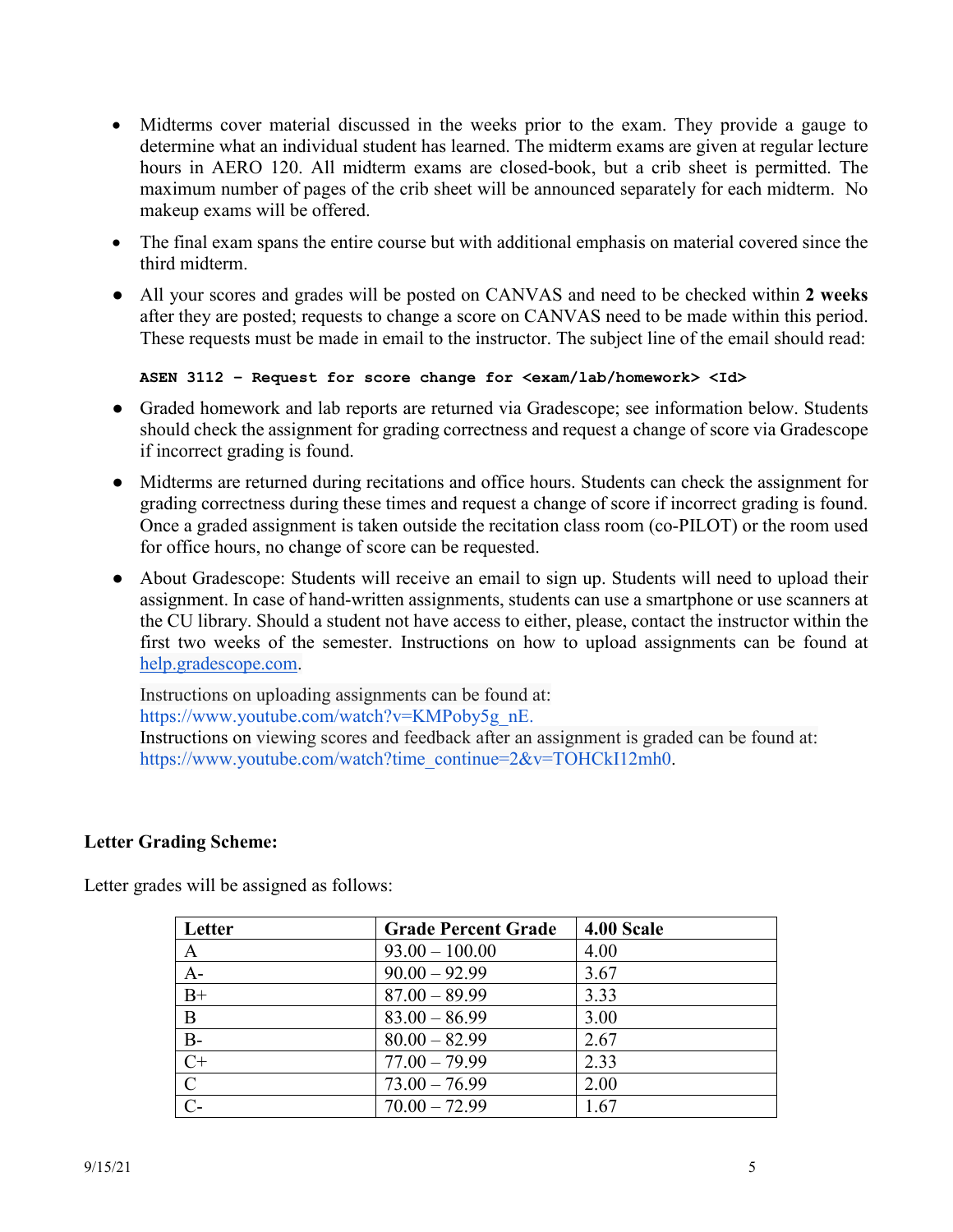- Midterms cover material discussed in the weeks prior to the exam. They provide a gauge to determine what an individual student has learned. The midterm exams are given at regular lecture hours in AERO 120. All midterm exams are closed-book, but a crib sheet is permitted. The maximum number of pages of the crib sheet will be announced separately for each midterm. No makeup exams will be offered.
- The final exam spans the entire course but with additional emphasis on material covered since the third midterm.
- All your scores and grades will be posted on CANVAS and need to be checked within **2 weeks** after they are posted; requests to change a score on CANVAS need to be made within this period. These requests must be made in email to the instructor. The subject line of the email should read:

  ```
  ASEN 3112 – Request for score change for <exam/lab/homework> <Id>
  ```

- Graded homework and lab reports are returned via Gradescope; see information below. Students should check the assignment for grading correctness and request a change of score via Gradescope if incorrect grading is found.
- Midterms are returned during recitations and office hours. Students can check the assignment for grading correctness during these times and request a change of score if incorrect grading is found. Once a graded assignment is taken outside the recitation class room (co-PILOT) or the room used for office hours, no change of score can be requested.
- About Gradescope: Students will receive an email to sign up. Students will need to upload their assignment. In case of hand-written assignments, students can use a smartphone or use scanners at the CU library. Should a student not have access to either, please, contact the instructor within the first two weeks of the semester. Instructions on how to upload assignments can be found at help.gradescope.com.

  Instructions on uploading assignments can be found at:
  https://www.youtube.com/watch?v=KMPoby5g_nE.
  Instructions on viewing scores and feedback after an assignment is graded can be found at:
  https://www.youtube.com/watch?time_continue=2&v=TOHCkI12mh0.

**Letter Grading Scheme:**

Letter grades will be assigned as follows:

| Letter | Grade Percent Grade | 4.00 Scale |
|---|---|---|
| A | 93.00 – 100.00 | 4.00 |
| A- | 90.00 – 92.99 | 3.67 |
| B+ | 87.00 – 89.99 | 3.33 |
| B | 83.00 – 86.99 | 3.00 |
| B- | 80.00 – 82.99 | 2.67 |
| C+ | 77.00 – 79.99 | 2.33 |
| C | 73.00 – 76.99 | 2.00 |
| C- | 70.00 – 72.99 | 1.67 |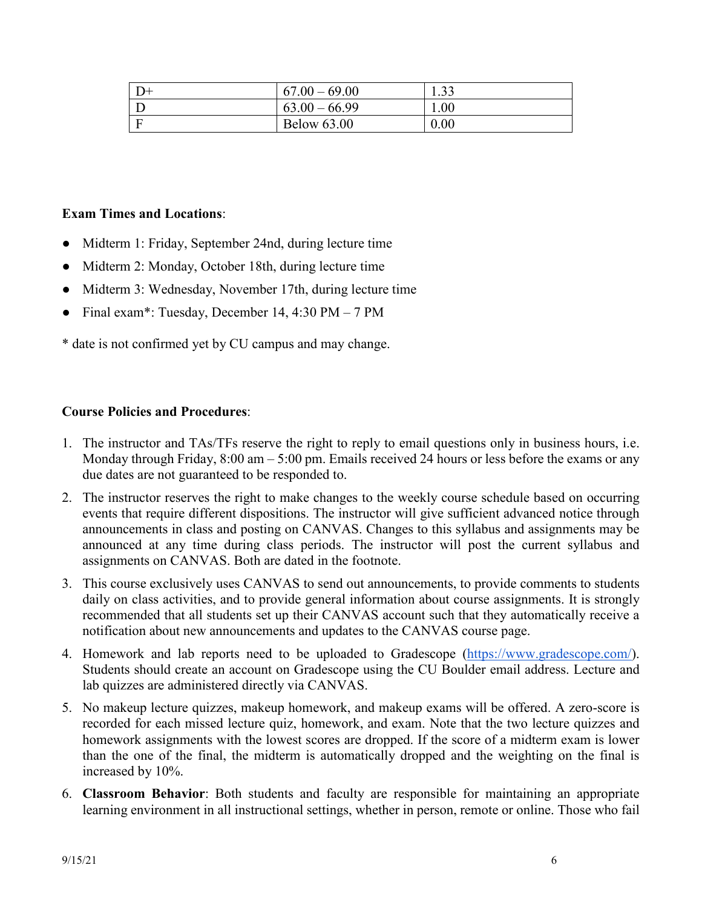| D+ | 67.00 – 69.00 | 1.33 |
|---|---|---|
| D | 63.00 – 66.99 | 1.00 |
| F | Below 63.00 | 0.00 |

**Exam Times and Locations**:

- Midterm 1: Friday, September 24nd, during lecture time
- Midterm 2: Monday, October 18th, during lecture time
- Midterm 3: Wednesday, November 17th, during lecture time
- Final exam*: Tuesday, December 14, 4:30 PM – 7 PM

* date is not confirmed yet by CU campus and may change.

**Course Policies and Procedures**:

1. The instructor and TAs/TFs reserve the right to reply to email questions only in business hours, i.e. Monday through Friday, 8:00 am – 5:00 pm. Emails received 24 hours or less before the exams or any due dates are not guaranteed to be responded to.
2. The instructor reserves the right to make changes to the weekly course schedule based on occurring events that require different dispositions. The instructor will give sufficient advanced notice through announcements in class and posting on CANVAS. Changes to this syllabus and assignments may be announced at any time during class periods. The instructor will post the current syllabus and assignments on CANVAS. Both are dated in the footnote.
3. This course exclusively uses CANVAS to send out announcements, to provide comments to students daily on class activities, and to provide general information about course assignments. It is strongly recommended that all students set up their CANVAS account such that they automatically receive a notification about new announcements and updates to the CANVAS course page.
4. Homework and lab reports need to be uploaded to Gradescope (https://www.gradescope.com/). Students should create an account on Gradescope using the CU Boulder email address. Lecture and lab quizzes are administered directly via CANVAS.
5. No makeup lecture quizzes, makeup homework, and makeup exams will be offered. A zero-score is recorded for each missed lecture quiz, homework, and exam. Note that the two lecture quizzes and homework assignments with the lowest scores are dropped. If the score of a midterm exam is lower than the one of the final, the midterm is automatically dropped and the weighting on the final is increased by 10%.
6. **Classroom Behavior**: Both students and faculty are responsible for maintaining an appropriate learning environment in all instructional settings, whether in person, remote or online. Those who fail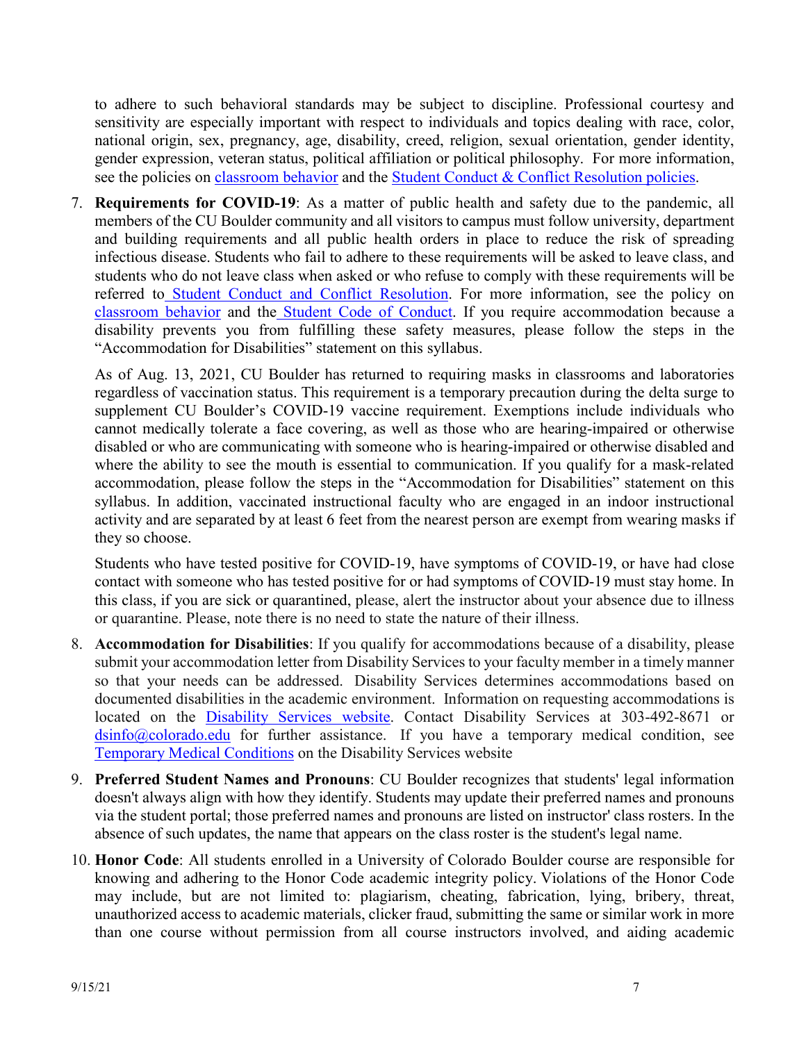to adhere to such behavioral standards may be subject to discipline. Professional courtesy and sensitivity are especially important with respect to individuals and topics dealing with race, color, national origin, sex, pregnancy, age, disability, creed, religion, sexual orientation, gender identity, gender expression, veteran status, political affiliation or political philosophy. For more information, see the policies on classroom behavior and the Student Conduct & Conflict Resolution policies.

7. **Requirements for COVID-19**: As a matter of public health and safety due to the pandemic, all members of the CU Boulder community and all visitors to campus must follow university, department and building requirements and all public health orders in place to reduce the risk of spreading infectious disease. Students who fail to adhere to these requirements will be asked to leave class, and students who do not leave class when asked or who refuse to comply with these requirements will be referred to Student Conduct and Conflict Resolution. For more information, see the policy on classroom behavior and the Student Code of Conduct. If you require accommodation because a disability prevents you from fulfilling these safety measures, please follow the steps in the "Accommodation for Disabilities" statement on this syllabus.

   As of Aug. 13, 2021, CU Boulder has returned to requiring masks in classrooms and laboratories regardless of vaccination status. This requirement is a temporary precaution during the delta surge to supplement CU Boulder's COVID-19 vaccine requirement. Exemptions include individuals who cannot medically tolerate a face covering, as well as those who are hearing-impaired or otherwise disabled or who are communicating with someone who is hearing-impaired or otherwise disabled and where the ability to see the mouth is essential to communication. If you qualify for a mask-related accommodation, please follow the steps in the "Accommodation for Disabilities" statement on this syllabus. In addition, vaccinated instructional faculty who are engaged in an indoor instructional activity and are separated by at least 6 feet from the nearest person are exempt from wearing masks if they so choose.

   Students who have tested positive for COVID-19, have symptoms of COVID-19, or have had close contact with someone who has tested positive for or had symptoms of COVID-19 must stay home. In this class, if you are sick or quarantined, please, alert the instructor about your absence due to illness or quarantine. Please, note there is no need to state the nature of their illness.

8. **Accommodation for Disabilities**: If you qualify for accommodations because of a disability, please submit your accommodation letter from Disability Services to your faculty member in a timely manner so that your needs can be addressed. Disability Services determines accommodations based on documented disabilities in the academic environment. Information on requesting accommodations is located on the Disability Services website. Contact Disability Services at 303-492-8671 or dsinfo@colorado.edu for further assistance. If you have a temporary medical condition, see Temporary Medical Conditions on the Disability Services website

9. **Preferred Student Names and Pronouns**: CU Boulder recognizes that students' legal information doesn't always align with how they identify. Students may update their preferred names and pronouns via the student portal; those preferred names and pronouns are listed on instructor' class rosters. In the absence of such updates, the name that appears on the class roster is the student's legal name.

10. **Honor Code**: All students enrolled in a University of Colorado Boulder course are responsible for knowing and adhering to the Honor Code academic integrity policy. Violations of the Honor Code may include, but are not limited to: plagiarism, cheating, fabrication, lying, bribery, threat, unauthorized access to academic materials, clicker fraud, submitting the same or similar work in more than one course without permission from all course instructors involved, and aiding academic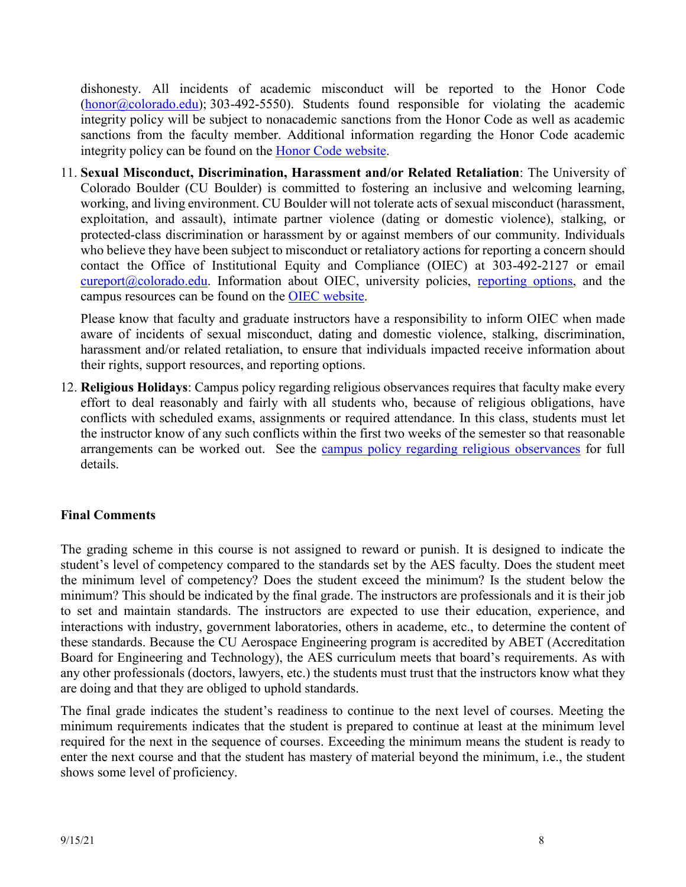dishonesty. All incidents of academic misconduct will be reported to the Honor Code ([honor@colorado.edu](mailto:honor@colorado.edu)); 303-492-5550). Students found responsible for violating the academic integrity policy will be subject to nonacademic sanctions from the Honor Code as well as academic sanctions from the faculty member. Additional information regarding the Honor Code academic integrity policy can be found on the Honor Code website.

11. **Sexual Misconduct, Discrimination, Harassment and/or Related Retaliation**: The University of Colorado Boulder (CU Boulder) is committed to fostering an inclusive and welcoming learning, working, and living environment. CU Boulder will not tolerate acts of sexual misconduct (harassment, exploitation, and assault), intimate partner violence (dating or domestic violence), stalking, or protected-class discrimination or harassment by or against members of our community. Individuals who believe they have been subject to misconduct or retaliatory actions for reporting a concern should contact the Office of Institutional Equity and Compliance (OIEC) at 303-492-2127 or email [cureport@colorado.edu](mailto:cureport@colorado.edu). Information about OIEC, university policies, reporting options, and the campus resources can be found on the OIEC website.

    Please know that faculty and graduate instructors have a responsibility to inform OIEC when made aware of incidents of sexual misconduct, dating and domestic violence, stalking, discrimination, harassment and/or related retaliation, to ensure that individuals impacted receive information about their rights, support resources, and reporting options.

12. **Religious Holidays**: Campus policy regarding religious observances requires that faculty make every effort to deal reasonably and fairly with all students who, because of religious obligations, have conflicts with scheduled exams, assignments or required attendance. In this class, students must let the instructor know of any such conflicts within the first two weeks of the semester so that reasonable arrangements can be worked out. See the campus policy regarding religious observances for full details.

**Final Comments**

The grading scheme in this course is not assigned to reward or punish. It is designed to indicate the student's level of competency compared to the standards set by the AES faculty. Does the student meet the minimum level of competency? Does the student exceed the minimum? Is the student below the minimum? This should be indicated by the final grade. The instructors are professionals and it is their job to set and maintain standards. The instructors are expected to use their education, experience, and interactions with industry, government laboratories, others in academe, etc., to determine the content of these standards. Because the CU Aerospace Engineering program is accredited by ABET (Accreditation Board for Engineering and Technology), the AES curriculum meets that board's requirements. As with any other professionals (doctors, lawyers, etc.) the students must trust that the instructors know what they are doing and that they are obliged to uphold standards.

The final grade indicates the student's readiness to continue to the next level of courses. Meeting the minimum requirements indicates that the student is prepared to continue at least at the minimum level required for the next in the sequence of courses. Exceeding the minimum means the student is ready to enter the next course and that the student has mastery of material beyond the minimum, i.e., the student shows some level of proficiency.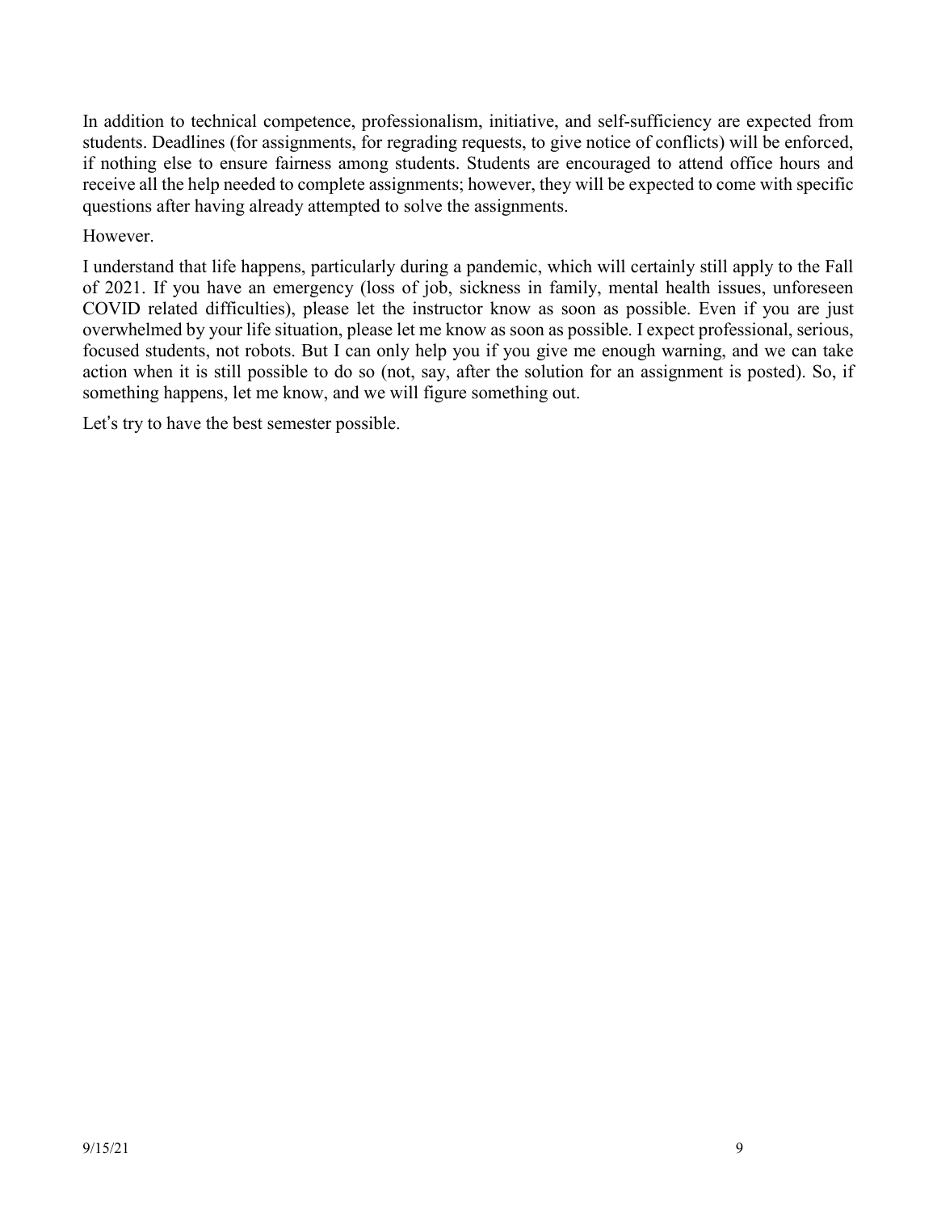In addition to technical competence, professionalism, initiative, and self-sufficiency are expected from students. Deadlines (for assignments, for regrading requests, to give notice of conflicts) will be enforced, if nothing else to ensure fairness among students. Students are encouraged to attend office hours and receive all the help needed to complete assignments; however, they will be expected to come with specific questions after having already attempted to solve the assignments.

However.

I understand that life happens, particularly during a pandemic, which will certainly still apply to the Fall of 2021. If you have an emergency (loss of job, sickness in family, mental health issues, unforeseen COVID related difficulties), please let the instructor know as soon as possible. Even if you are just overwhelmed by your life situation, please let me know as soon as possible. I expect professional, serious, focused students, not robots. But I can only help you if you give me enough warning, and we can take action when it is still possible to do so (not, say, after the solution for an assignment is posted). So, if something happens, let me know, and we will figure something out.

Let's try to have the best semester possible.